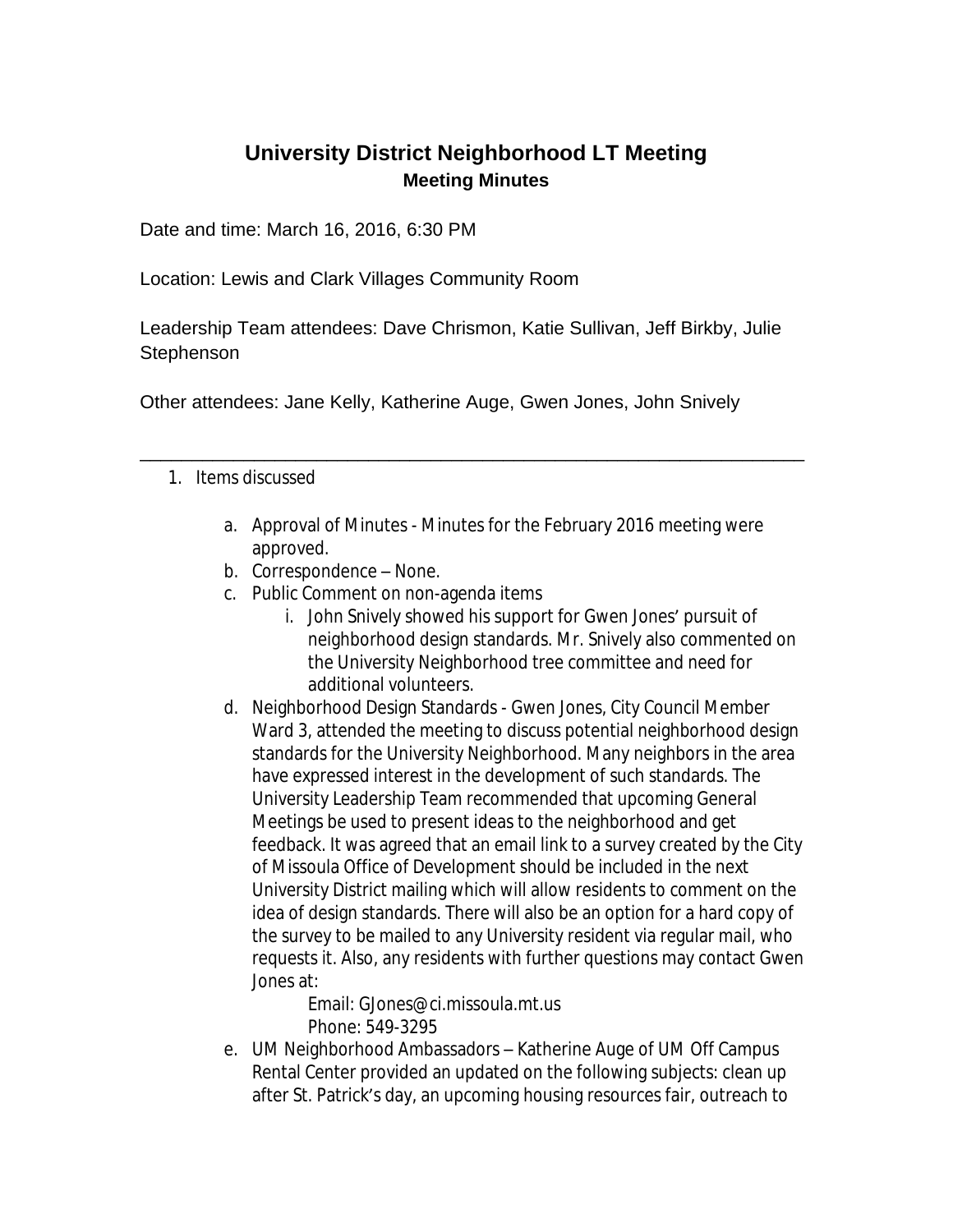# University District Neighborhood LT Meeting

## Meeting Minutes

Date and time: March 16, 2016, 6:30 PM

Location: Lewis and Clark Villages Community Room

Leadership Team attendees: Dave Chrismon, Katie Sullivan, Jeff Birkby, Julie Stephenson

Other attendees: Jane Kelly, Katherine Auge, Gwen Jones, John Snively

---

1. Items discussed

    a. Approval of Minutes - Minutes for the February 2016 meeting were approved.

    b. Correspondence – None.

    c. Public Comment on non-agenda items

        i. John Snively showed his support for Gwen Jones' pursuit of neighborhood design standards. Mr. Snively also commented on the University Neighborhood tree committee and need for additional volunteers.

    d. Neighborhood Design Standards - Gwen Jones, City Council Member Ward 3, attended the meeting to discuss potential neighborhood design standards for the University Neighborhood. Many neighbors in the area have expressed interest in the development of such standards. The University Leadership Team recommended that upcoming General Meetings be used to present ideas to the neighborhood and get feedback. It was agreed that an email link to a survey created by the City of Missoula Office of Development should be included in the next University District mailing which will allow residents to comment on the idea of design standards. There will also be an option for a hard copy of the survey to be mailed to any University resident via regular mail, who requests it. Also, any residents with further questions may contact Gwen Jones at:

        Email: GJones@ci.missoula.mt.us
        Phone: 549-3295

    e. UM Neighborhood Ambassadors – Katherine Auge of UM Off Campus Rental Center provided an updated on the following subjects: clean up after St. Patrick's day, an upcoming housing resources fair, outreach to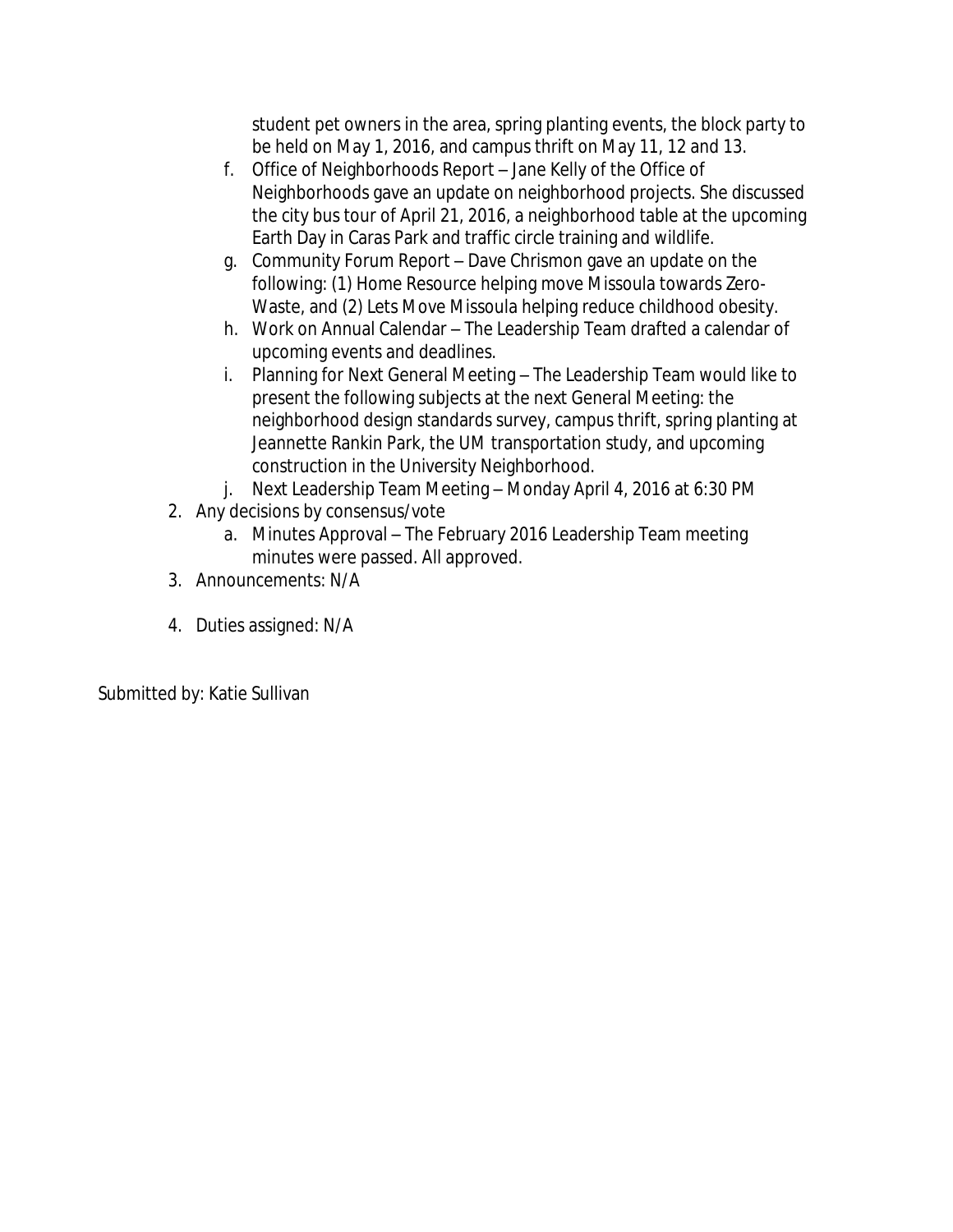student pet owners in the area, spring planting events, the block party to be held on May 1, 2016, and campus thrift on May 11, 12 and 13.

f. Office of Neighborhoods Report – Jane Kelly of the Office of Neighborhoods gave an update on neighborhood projects. She discussed the city bus tour of April 21, 2016, a neighborhood table at the upcoming Earth Day in Caras Park and traffic circle training and wildlife.
g. Community Forum Report – Dave Chrismon gave an update on the following: (1) Home Resource helping move Missoula towards Zero-Waste, and (2) Lets Move Missoula helping reduce childhood obesity.
h. Work on Annual Calendar – The Leadership Team drafted a calendar of upcoming events and deadlines.
i. Planning for Next General Meeting – The Leadership Team would like to present the following subjects at the next General Meeting: the neighborhood design standards survey, campus thrift, spring planting at Jeannette Rankin Park, the UM transportation study, and upcoming construction in the University Neighborhood.
j. Next Leadership Team Meeting – Monday April 4, 2016 at 6:30 PM

2. Any decisions by consensus/vote
   a. Minutes Approval – The February 2016 Leadership Team meeting minutes were passed. All approved.
3. Announcements: N/A
4. Duties assigned: N/A

Submitted by: Katie Sullivan